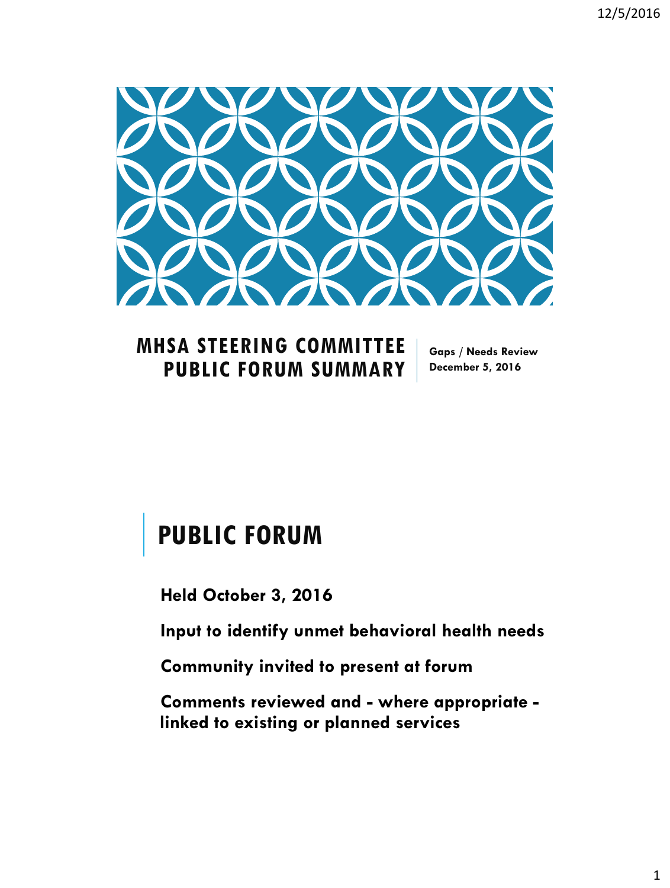# MHSA STEERING COMMITTEE PUBLIC FORUM SUMMARY

**Gaps / Needs Review**
**December 5, 2016**

## PUBLIC FORUM

**Held October 3, 2016**

**Input to identify unmet behavioral health needs**

**Community invited to present at forum**

**Comments reviewed and - where appropriate - linked to existing or planned services**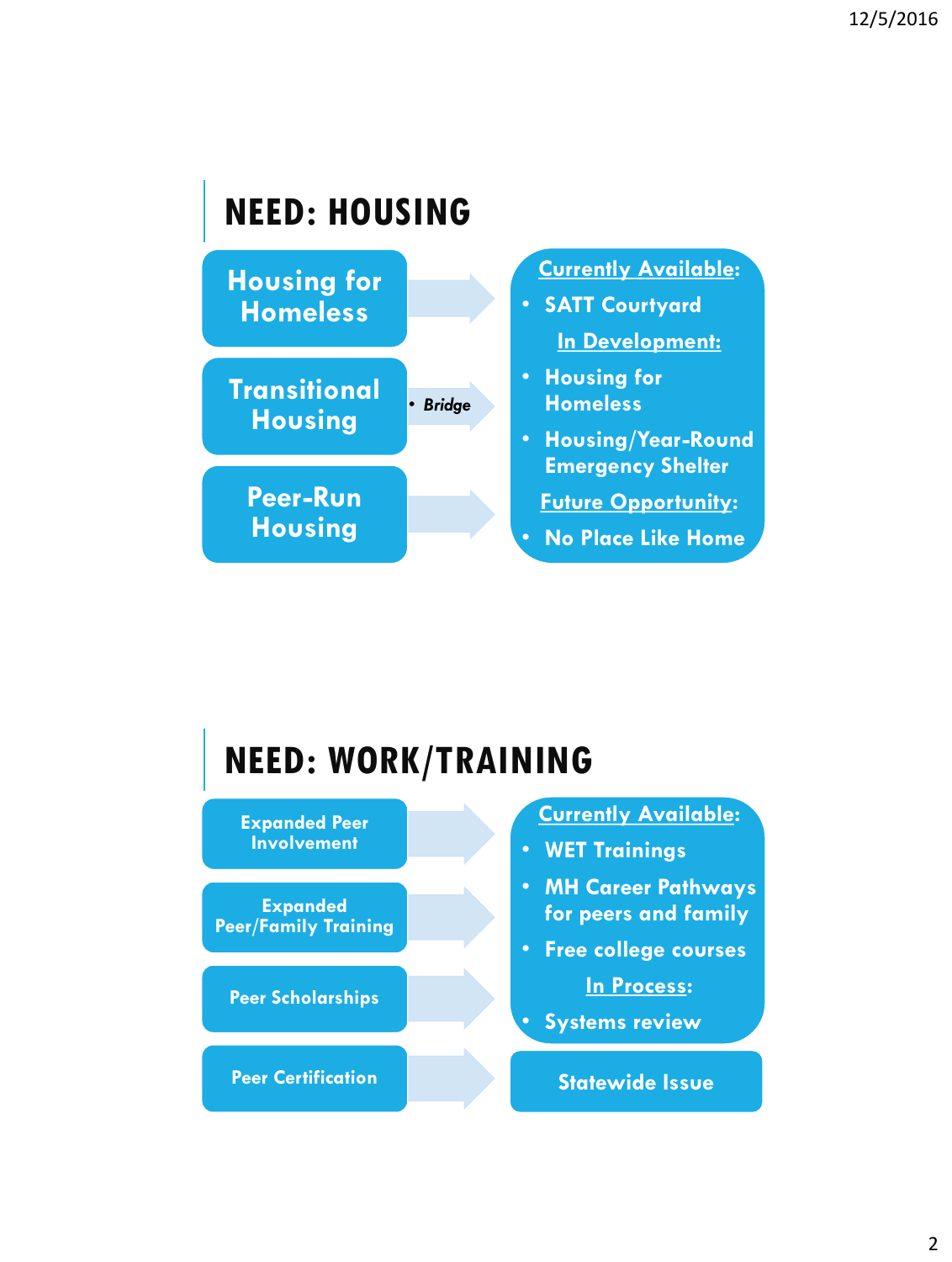## NEED: HOUSING

- Housing for Homeless
- Transitional Housing
  - *Bridge*
- Peer-Run Housing

**Currently Available:**

- SATT Courtyard

**In Development:**

- Housing for Homeless
- Housing/Year-Round Emergency Shelter

**Future Opportunity:**

- No Place Like Home

## NEED: WORK/TRAINING

- Expanded Peer Involvement
- Expanded Peer/Family Training
- Peer Scholarships

**Currently Available:**

- WET Trainings
- MH Career Pathways for peers and family
- Free college courses

**In Process:**

- Systems review

- Peer Certification → Statewide Issue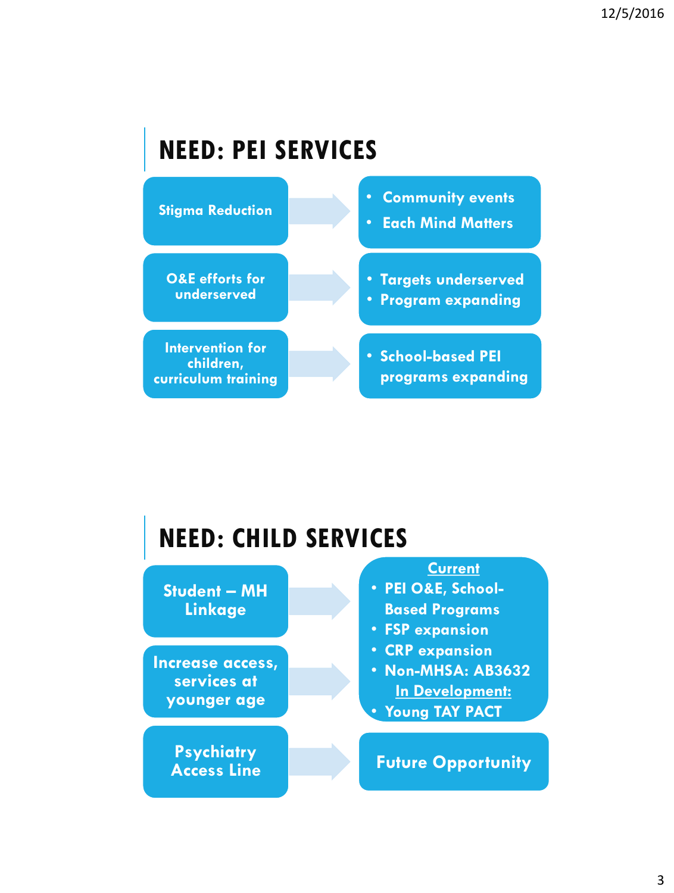## NEED: PEI SERVICES

- **Stigma Reduction** → 
  - Community events
  - Each Mind Matters
- **O&E efforts for underserved** → 
  - Targets underserved
  - Program expanding
- **Intervention for children, curriculum training** → 
  - School-based PEI programs expanding

## NEED: CHILD SERVICES

- **Student – MH Linkage**
- **Increase access, services at younger age**

→

<u>Current</u>

- PEI O&E, School-Based Programs
- FSP expansion
- CRP expansion
- Non-MHSA: AB3632

<u>In Development:</u>

- Young TAY PACT

- **Psychiatry Access Line** → Future Opportunity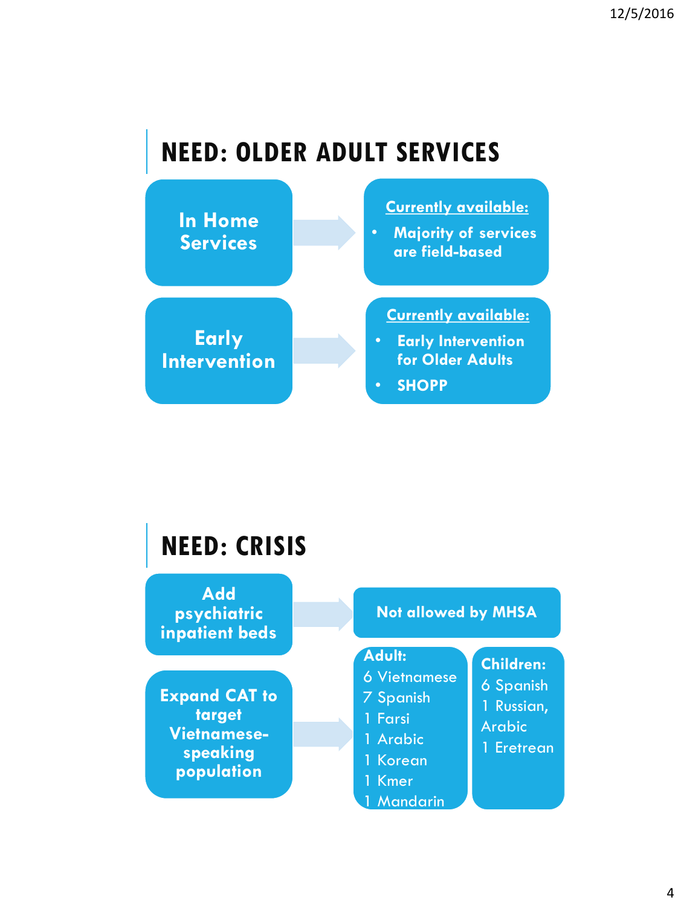## NEED: OLDER ADULT SERVICES

**In Home Services** → **Currently available:**
- Majority of services are field-based

**Early Intervention** → **Currently available:**
- Early Intervention for Older Adults
- SHOPP

## NEED: CRISIS

**Add psychiatric inpatient beds** → **Not allowed by MHSA**

**Expand CAT to target Vietnamese-speaking population** →

**Adult:**
6 Vietnamese
7 Spanish
1 Farsi
1 Arabic
1 Korean
1 Kmer
1 Mandarin

**Children:**
6 Spanish
1 Russian, Arabic
1 Eretrean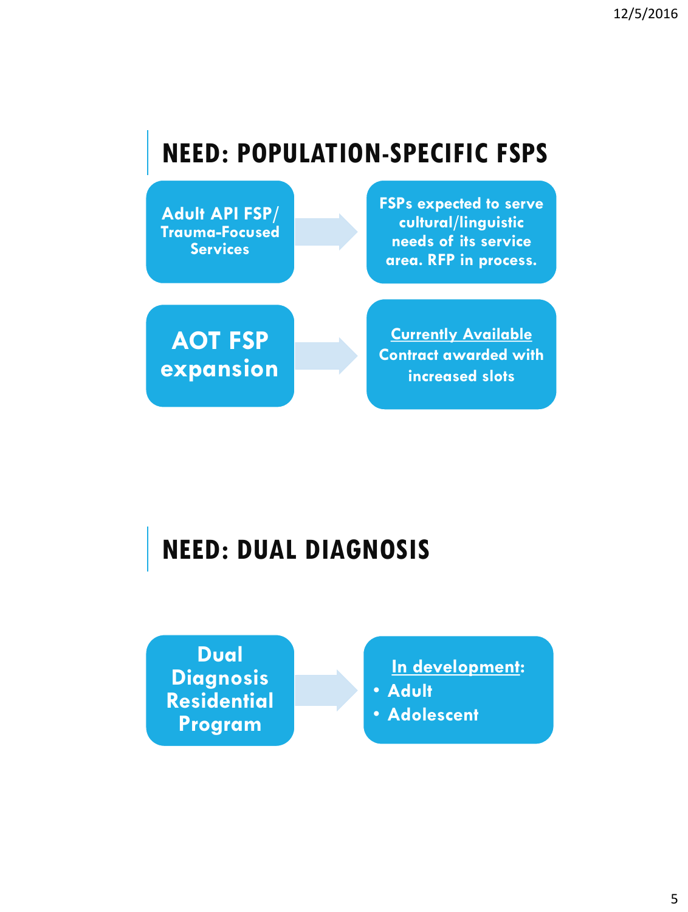## NEED: POPULATION-SPECIFIC FSPS

**Adult API FSP/ Trauma-Focused Services** → FSPs expected to serve cultural/linguistic needs of its service area. RFP in process.

**AOT FSP expansion** → Currently Available. Contract awarded with increased slots

## NEED: DUAL DIAGNOSIS

**Dual Diagnosis Residential Program** → In development:

- Adult
- Adolescent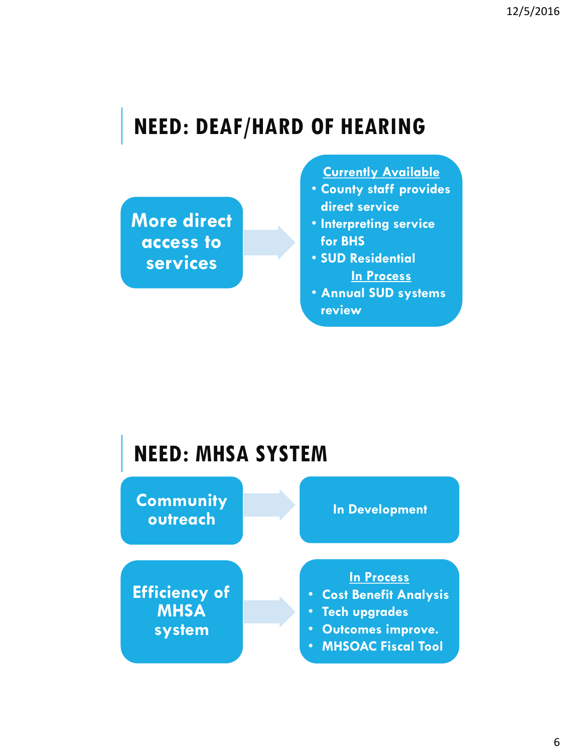## NEED: DEAF/HARD OF HEARING

**More direct access to services**

→

**Currently Available**

- County staff provides direct service
- Interpreting service for BHS
- SUD Residential

**In Process**

- Annual SUD systems review

## NEED: MHSA SYSTEM

**Community outreach**

→

In Development

**Efficiency of MHSA system**

→

**In Process**

- Cost Benefit Analysis
- Tech upgrades
- Outcomes improve.
- MHSOAC Fiscal Tool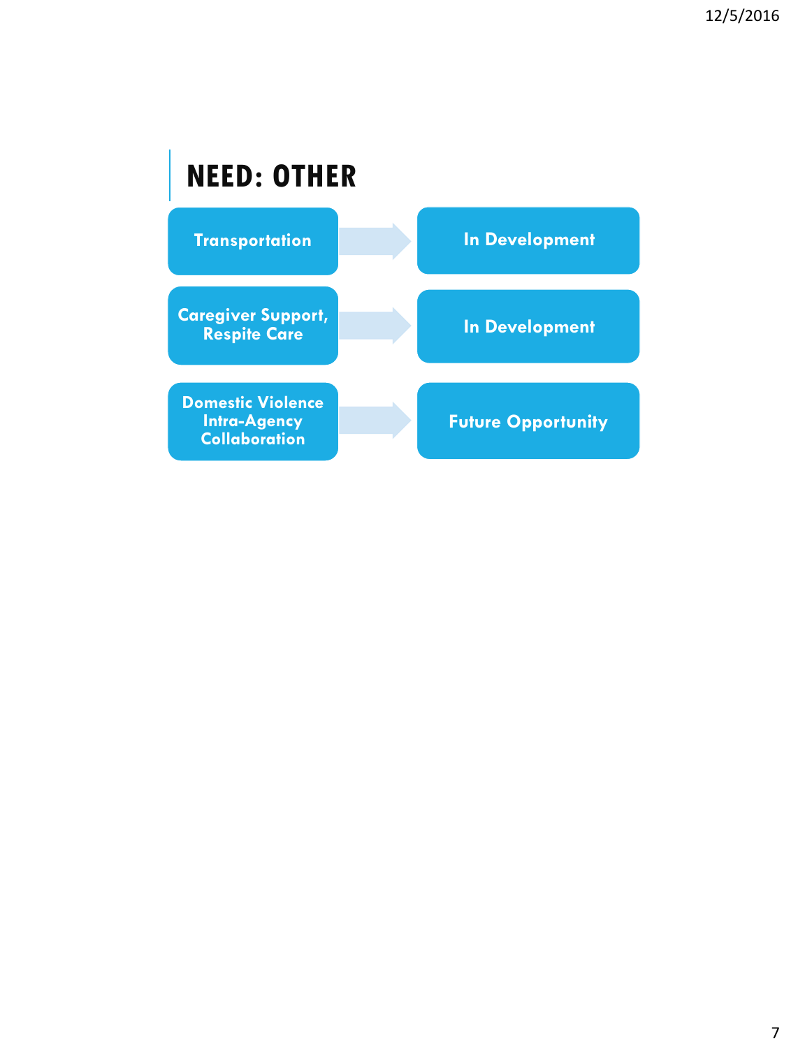# NEED: OTHER

Transportation → In Development

Caregiver Support, Respite Care → In Development

Domestic Violence Intra-Agency Collaboration → Future Opportunity